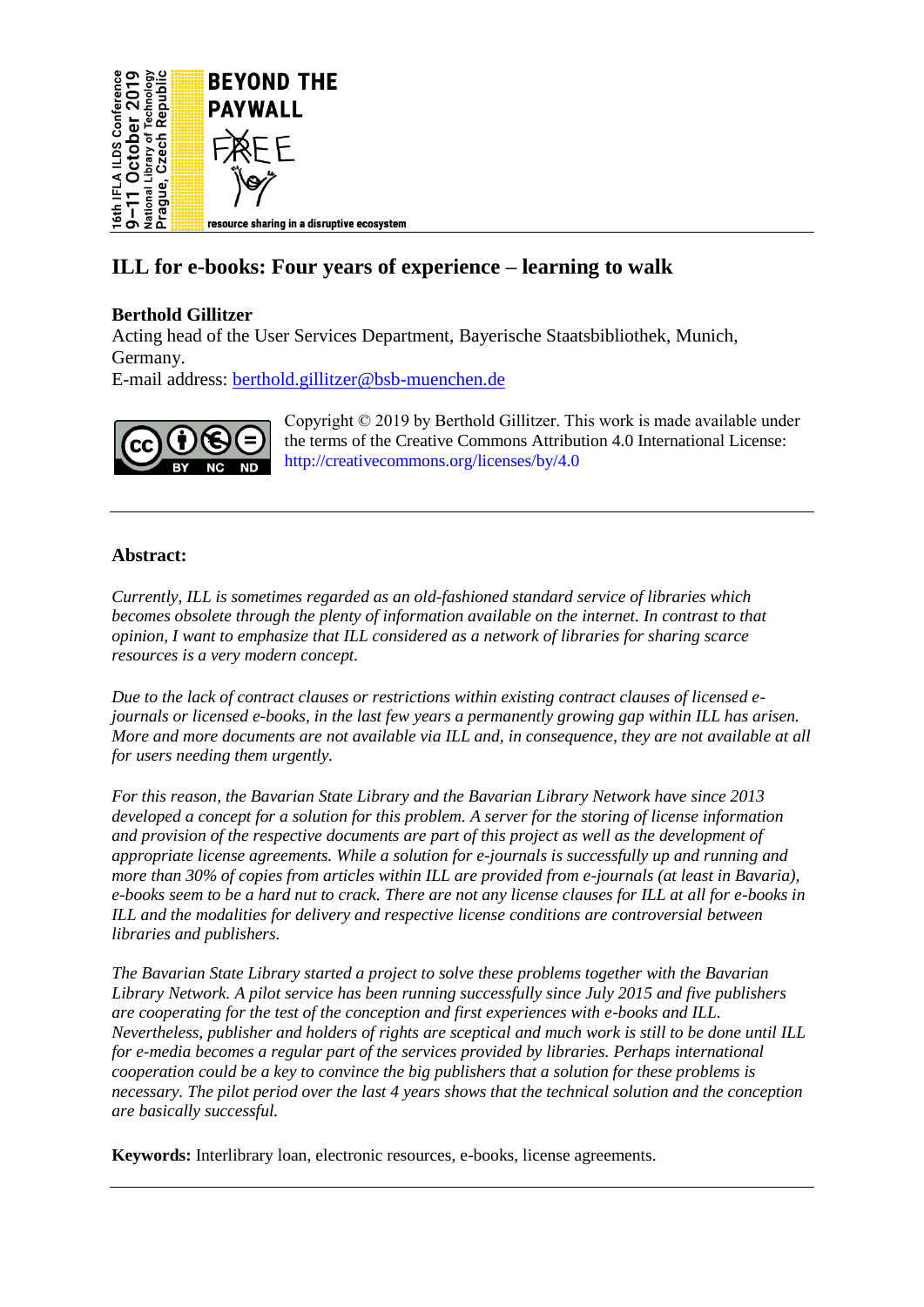16th IFLA ILDS Conference
9–11 October 2019
National Library of Technology
Prague, Czech Republic

BEYOND THE PAYWALL

resource sharing in a disruptive ecosystem

# ILL for e-books: Four years of experience – learning to walk

**Berthold Gillitzer**
Acting head of the User Services Department, Bayerische Staatsbibliothek, Munich, Germany.
E-mail address: berthold.gillitzer@bsb-muenchen.de

Copyright © 2019 by Berthold Gillitzer. This work is made available under the terms of the Creative Commons Attribution 4.0 International License: http://creativecommons.org/licenses/by/4.0

---

## Abstract:

*Currently, ILL is sometimes regarded as an old-fashioned standard service of libraries which becomes obsolete through the plenty of information available on the internet. In contrast to that opinion, I want to emphasize that ILL considered as a network of libraries for sharing scarce resources is a very modern concept.*

*Due to the lack of contract clauses or restrictions within existing contract clauses of licensed e-journals or licensed e-books, in the last few years a permanently growing gap within ILL has arisen. More and more documents are not available via ILL and, in consequence, they are not available at all for users needing them urgently.*

*For this reason, the Bavarian State Library and the Bavarian Library Network have since 2013 developed a concept for a solution for this problem. A server for the storing of license information and provision of the respective documents are part of this project as well as the development of appropriate license agreements. While a solution for e-journals is successfully up and running and more than 30% of copies from articles within ILL are provided from e-journals (at least in Bavaria), e-books seem to be a hard nut to crack. There are not any license clauses for ILL at all for e-books in ILL and the modalities for delivery and respective license conditions are controversial between libraries and publishers.*

*The Bavarian State Library started a project to solve these problems together with the Bavarian Library Network. A pilot service has been running successfully since July 2015 and five publishers are cooperating for the test of the conception and first experiences with e-books and ILL. Nevertheless, publisher and holders of rights are sceptical and much work is still to be done until ILL for e-media becomes a regular part of the services provided by libraries. Perhaps international cooperation could be a key to convince the big publishers that a solution for these problems is necessary. The pilot period over the last 4 years shows that the technical solution and the conception are basically successful.*

**Keywords:** Interlibrary loan, electronic resources, e-books, license agreements.

---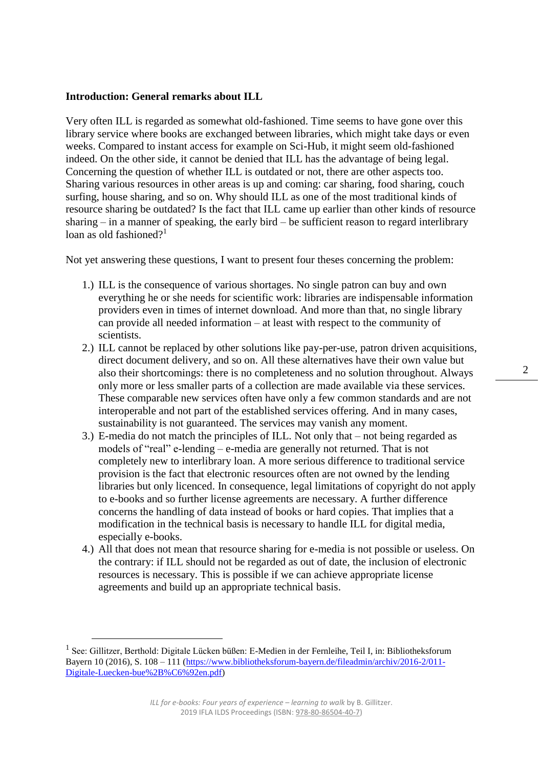**Introduction: General remarks about ILL**

Very often ILL is regarded as somewhat old-fashioned. Time seems to have gone over this library service where books are exchanged between libraries, which might take days or even weeks. Compared to instant access for example on Sci-Hub, it might seem old-fashioned indeed. On the other side, it cannot be denied that ILL has the advantage of being legal. Concerning the question of whether ILL is outdated or not, there are other aspects too. Sharing various resources in other areas is up and coming: car sharing, food sharing, couch surfing, house sharing, and so on. Why should ILL as one of the most traditional kinds of resource sharing be outdated? Is the fact that ILL came up earlier than other kinds of resource sharing – in a manner of speaking, the early bird – be sufficient reason to regard interlibrary loan as old fashioned?[1]

Not yet answering these questions, I want to present four theses concerning the problem:

1.) ILL is the consequence of various shortages. No single patron can buy and own everything he or she needs for scientific work: libraries are indispensable information providers even in times of internet download. And more than that, no single library can provide all needed information – at least with respect to the community of scientists.
2.) ILL cannot be replaced by other solutions like pay-per-use, patron driven acquisitions, direct document delivery, and so on. All these alternatives have their own value but also their shortcomings: there is no completeness and no solution throughout. Always only more or less smaller parts of a collection are made available via these services. These comparable new services often have only a few common standards and are not interoperable and not part of the established services offering. And in many cases, sustainability is not guaranteed. The services may vanish any moment.
3.) E-media do not match the principles of ILL. Not only that – not being regarded as models of "real" e-lending – e-media are generally not returned. That is not completely new to interlibrary loan. A more serious difference to traditional service provision is the fact that electronic resources often are not owned by the lending libraries but only licenced. In consequence, legal limitations of copyright do not apply to e-books and so further license agreements are necessary. A further difference concerns the handling of data instead of books or hard copies. That implies that a modification in the technical basis is necessary to handle ILL for digital media, especially e-books.
4.) All that does not mean that resource sharing for e-media is not possible or useless. On the contrary: if ILL should not be regarded as out of date, the inclusion of electronic resources is necessary. This is possible if we can achieve appropriate license agreements and build up an appropriate technical basis.

---

[1] See: Gillitzer, Berthold: Digitale Lücken büßen: E-Medien in der Fernleihe, Teil I, in: Bibliotheksforum Bayern 10 (2016), S. 108 – 111 (https://www.bibliotheksforum-bayern.de/fileadmin/archiv/2016-2/011-Digitale-Luecken-bue%2B%C6%92en.pdf)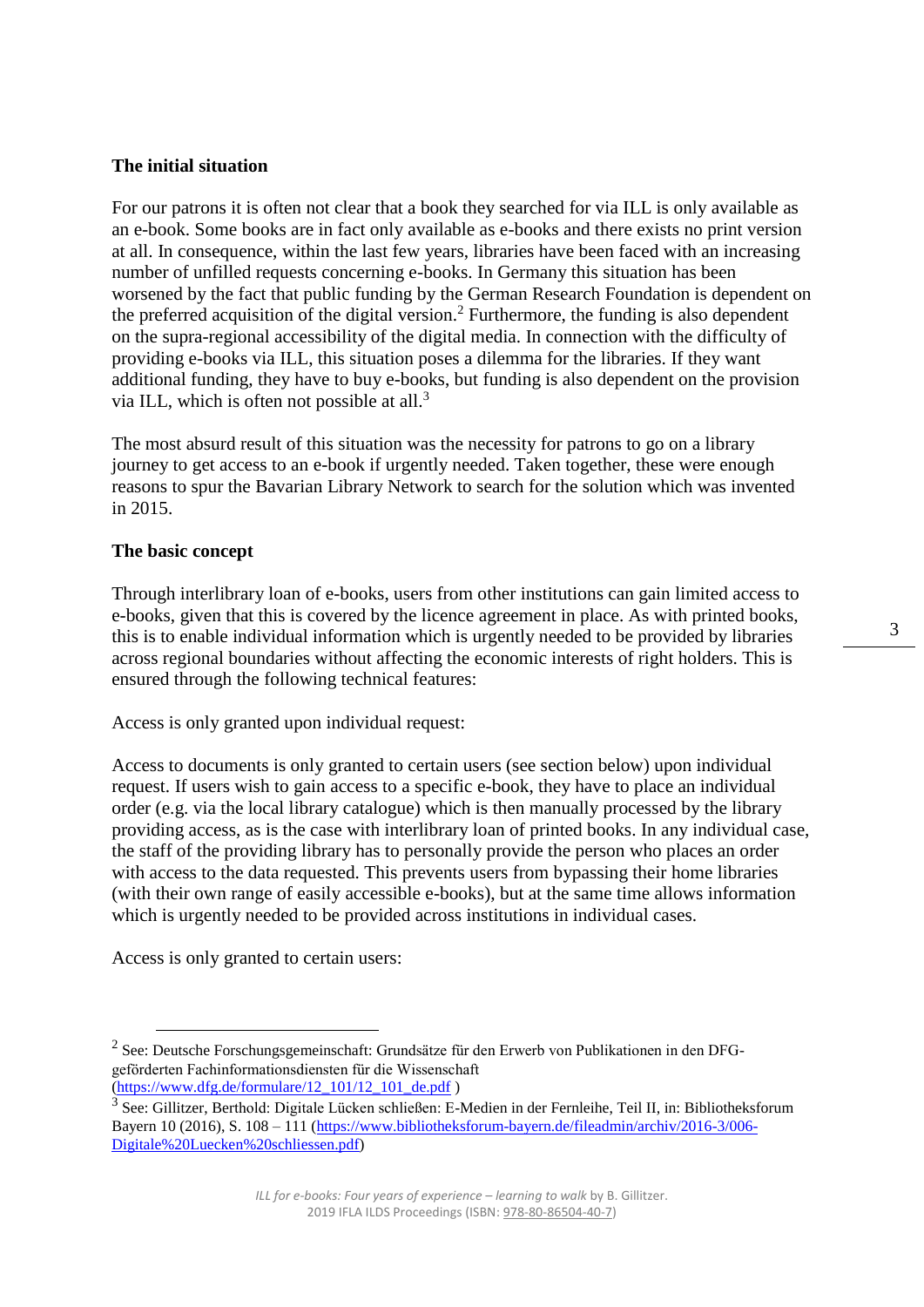**The initial situation**

For our patrons it is often not clear that a book they searched for via ILL is only available as an e-book. Some books are in fact only available as e-books and there exists no print version at all. In consequence, within the last few years, libraries have been faced with an increasing number of unfilled requests concerning e-books. In Germany this situation has been worsened by the fact that public funding by the German Research Foundation is dependent on the preferred acquisition of the digital version.[2] Furthermore, the funding is also dependent on the supra-regional accessibility of the digital media. In connection with the difficulty of providing e-books via ILL, this situation poses a dilemma for the libraries. If they want additional funding, they have to buy e-books, but funding is also dependent on the provision via ILL, which is often not possible at all.[3]

The most absurd result of this situation was the necessity for patrons to go on a library journey to get access to an e-book if urgently needed. Taken together, these were enough reasons to spur the Bavarian Library Network to search for the solution which was invented in 2015.

**The basic concept**

Through interlibrary loan of e-books, users from other institutions can gain limited access to e-books, given that this is covered by the licence agreement in place. As with printed books, this is to enable individual information which is urgently needed to be provided by libraries across regional boundaries without affecting the economic interests of right holders. This is ensured through the following technical features:

Access is only granted upon individual request:

Access to documents is only granted to certain users (see section below) upon individual request. If users wish to gain access to a specific e-book, they have to place an individual order (e.g. via the local library catalogue) which is then manually processed by the library providing access, as is the case with interlibrary loan of printed books. In any individual case, the staff of the providing library has to personally provide the person who places an order with access to the data requested. This prevents users from bypassing their home libraries (with their own range of easily accessible e-books), but at the same time allows information which is urgently needed to be provided across institutions in individual cases.

Access is only granted to certain users:

---

[2] See: Deutsche Forschungsgemeinschaft: Grundsätze für den Erwerb von Publikationen in den DFG-geförderten Fachinformationsdiensten für die Wissenschaft (https://www.dfg.de/formulare/12_101/12_101_de.pdf )

[3] See: Gillitzer, Berthold: Digitale Lücken schließen: E-Medien in der Fernleihe, Teil II, in: Bibliotheksforum Bayern 10 (2016), S. 108 – 111 (https://www.bibliotheksforum-bayern.de/fileadmin/archiv/2016-3/006-Digitale%20Luecken%20schliessen.pdf)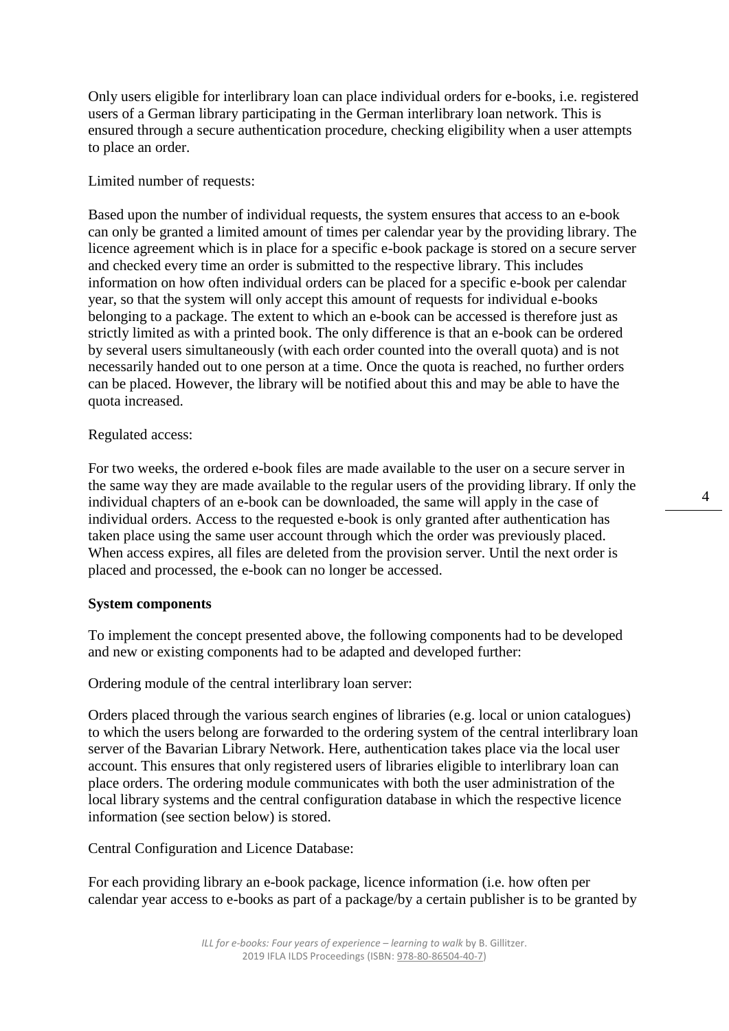Only users eligible for interlibrary loan can place individual orders for e-books, i.e. registered users of a German library participating in the German interlibrary loan network. This is ensured through a secure authentication procedure, checking eligibility when a user attempts to place an order.

Limited number of requests:

Based upon the number of individual requests, the system ensures that access to an e-book can only be granted a limited amount of times per calendar year by the providing library. The licence agreement which is in place for a specific e-book package is stored on a secure server and checked every time an order is submitted to the respective library. This includes information on how often individual orders can be placed for a specific e-book per calendar year, so that the system will only accept this amount of requests for individual e-books belonging to a package. The extent to which an e-book can be accessed is therefore just as strictly limited as with a printed book. The only difference is that an e-book can be ordered by several users simultaneously (with each order counted into the overall quota) and is not necessarily handed out to one person at a time. Once the quota is reached, no further orders can be placed. However, the library will be notified about this and may be able to have the quota increased.

Regulated access:

For two weeks, the ordered e-book files are made available to the user on a secure server in the same way they are made available to the regular users of the providing library. If only the individual chapters of an e-book can be downloaded, the same will apply in the case of individual orders. Access to the requested e-book is only granted after authentication has taken place using the same user account through which the order was previously placed. When access expires, all files are deleted from the provision server. Until the next order is placed and processed, the e-book can no longer be accessed.

**System components**

To implement the concept presented above, the following components had to be developed and new or existing components had to be adapted and developed further:

Ordering module of the central interlibrary loan server:

Orders placed through the various search engines of libraries (e.g. local or union catalogues) to which the users belong are forwarded to the ordering system of the central interlibrary loan server of the Bavarian Library Network. Here, authentication takes place via the local user account. This ensures that only registered users of libraries eligible to interlibrary loan can place orders. The ordering module communicates with both the user administration of the local library systems and the central configuration database in which the respective licence information (see section below) is stored.

Central Configuration and Licence Database:

For each providing library an e-book package, licence information (i.e. how often per calendar year access to e-books as part of a package/by a certain publisher is to be granted by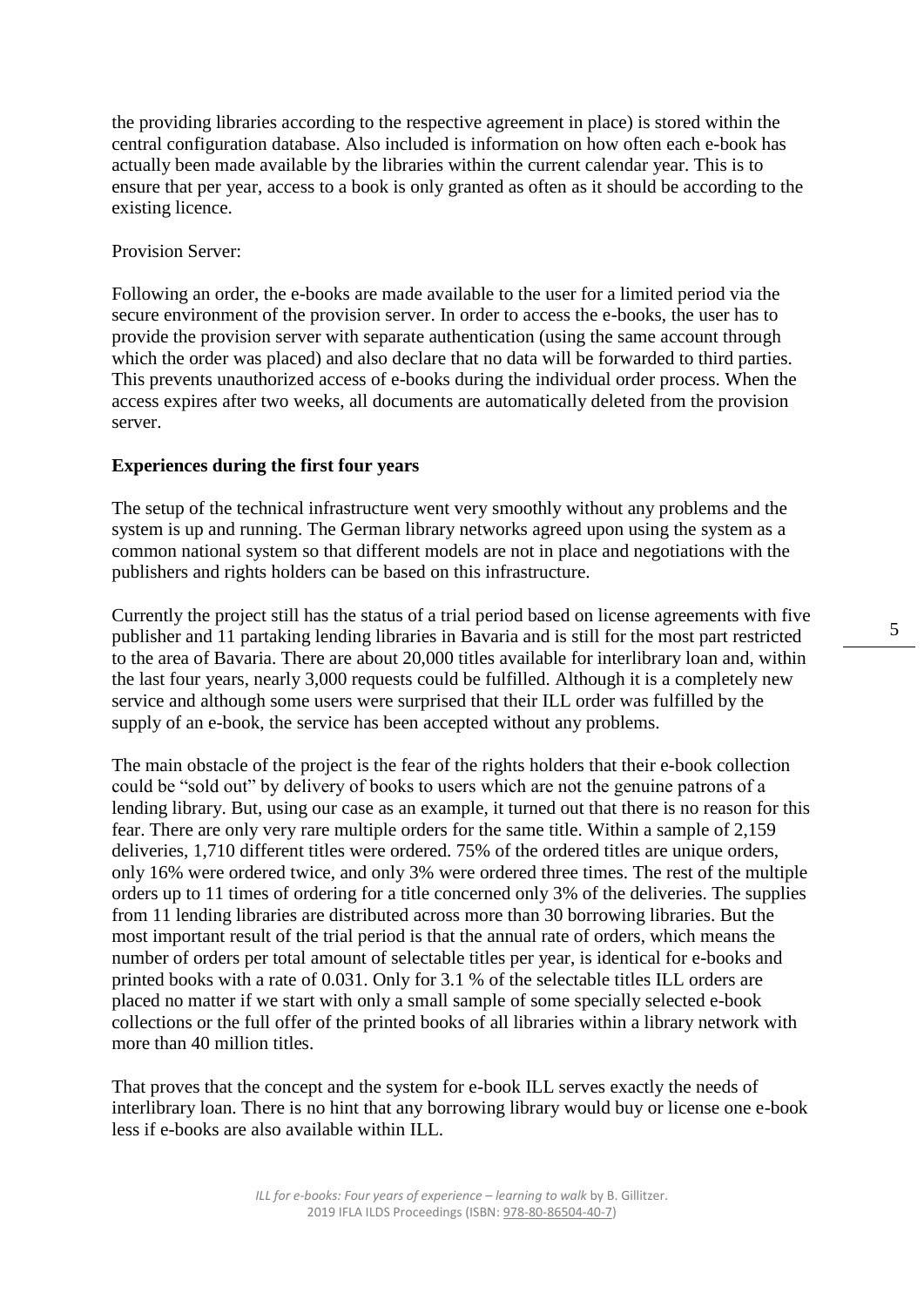the providing libraries according to the respective agreement in place) is stored within the central configuration database. Also included is information on how often each e-book has actually been made available by the libraries within the current calendar year. This is to ensure that per year, access to a book is only granted as often as it should be according to the existing licence.

Provision Server:

Following an order, the e-books are made available to the user for a limited period via the secure environment of the provision server. In order to access the e-books, the user has to provide the provision server with separate authentication (using the same account through which the order was placed) and also declare that no data will be forwarded to third parties. This prevents unauthorized access of e-books during the individual order process. When the access expires after two weeks, all documents are automatically deleted from the provision server.

**Experiences during the first four years**

The setup of the technical infrastructure went very smoothly without any problems and the system is up and running. The German library networks agreed upon using the system as a common national system so that different models are not in place and negotiations with the publishers and rights holders can be based on this infrastructure.

Currently the project still has the status of a trial period based on license agreements with five publisher and 11 partaking lending libraries in Bavaria and is still for the most part restricted to the area of Bavaria. There are about 20,000 titles available for interlibrary loan and, within the last four years, nearly 3,000 requests could be fulfilled. Although it is a completely new service and although some users were surprised that their ILL order was fulfilled by the supply of an e-book, the service has been accepted without any problems.

The main obstacle of the project is the fear of the rights holders that their e-book collection could be "sold out" by delivery of books to users which are not the genuine patrons of a lending library. But, using our case as an example, it turned out that there is no reason for this fear. There are only very rare multiple orders for the same title. Within a sample of 2,159 deliveries, 1,710 different titles were ordered. 75% of the ordered titles are unique orders, only 16% were ordered twice, and only 3% were ordered three times. The rest of the multiple orders up to 11 times of ordering for a title concerned only 3% of the deliveries. The supplies from 11 lending libraries are distributed across more than 30 borrowing libraries. But the most important result of the trial period is that the annual rate of orders, which means the number of orders per total amount of selectable titles per year, is identical for e-books and printed books with a rate of 0.031. Only for 3.1 % of the selectable titles ILL orders are placed no matter if we start with only a small sample of some specially selected e-book collections or the full offer of the printed books of all libraries within a library network with more than 40 million titles.

That proves that the concept and the system for e-book ILL serves exactly the needs of interlibrary loan. There is no hint that any borrowing library would buy or license one e-book less if e-books are also available within ILL.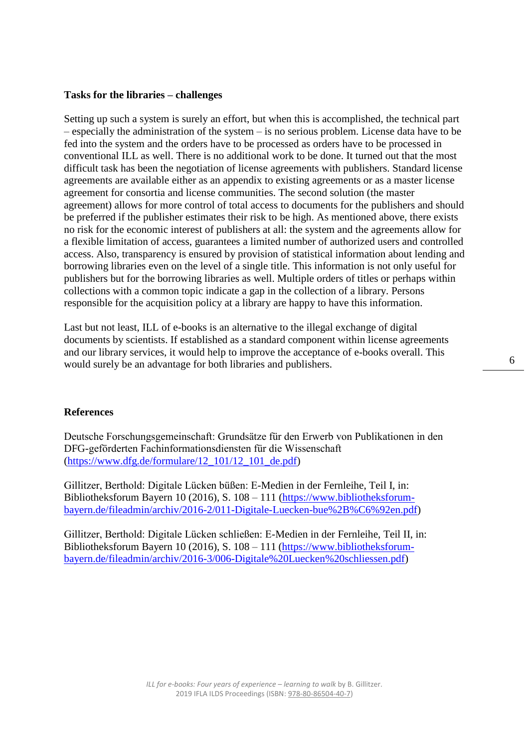**Tasks for the libraries – challenges**

Setting up such a system is surely an effort, but when this is accomplished, the technical part – especially the administration of the system – is no serious problem. License data have to be fed into the system and the orders have to be processed as orders have to be processed in conventional ILL as well. There is no additional work to be done. It turned out that the most difficult task has been the negotiation of license agreements with publishers. Standard license agreements are available either as an appendix to existing agreements or as a master license agreement for consortia and license communities. The second solution (the master agreement) allows for more control of total access to documents for the publishers and should be preferred if the publisher estimates their risk to be high. As mentioned above, there exists no risk for the economic interest of publishers at all: the system and the agreements allow for a flexible limitation of access, guarantees a limited number of authorized users and controlled access. Also, transparency is ensured by provision of statistical information about lending and borrowing libraries even on the level of a single title. This information is not only useful for publishers but for the borrowing libraries as well. Multiple orders of titles or perhaps within collections with a common topic indicate a gap in the collection of a library. Persons responsible for the acquisition policy at a library are happy to have this information.

Last but not least, ILL of e-books is an alternative to the illegal exchange of digital documents by scientists. If established as a standard component within license agreements and our library services, it would help to improve the acceptance of e-books overall. This would surely be an advantage for both libraries and publishers.

**References**

Deutsche Forschungsgemeinschaft: Grundsätze für den Erwerb von Publikationen in den DFG-geförderten Fachinformationsdiensten für die Wissenschaft (https://www.dfg.de/formulare/12_101/12_101_de.pdf)

Gillitzer, Berthold: Digitale Lücken büßen: E-Medien in der Fernleihe, Teil I, in: Bibliotheksforum Bayern 10 (2016), S. 108 – 111 (https://www.bibliotheksforum-bayern.de/fileadmin/archiv/2016-2/011-Digitale-Luecken-bue%2B%C6%92en.pdf)

Gillitzer, Berthold: Digitale Lücken schließen: E-Medien in der Fernleihe, Teil II, in: Bibliotheksforum Bayern 10 (2016), S. 108 – 111 (https://www.bibliotheksforum-bayern.de/fileadmin/archiv/2016-3/006-Digitale%20Luecken%20schliessen.pdf)